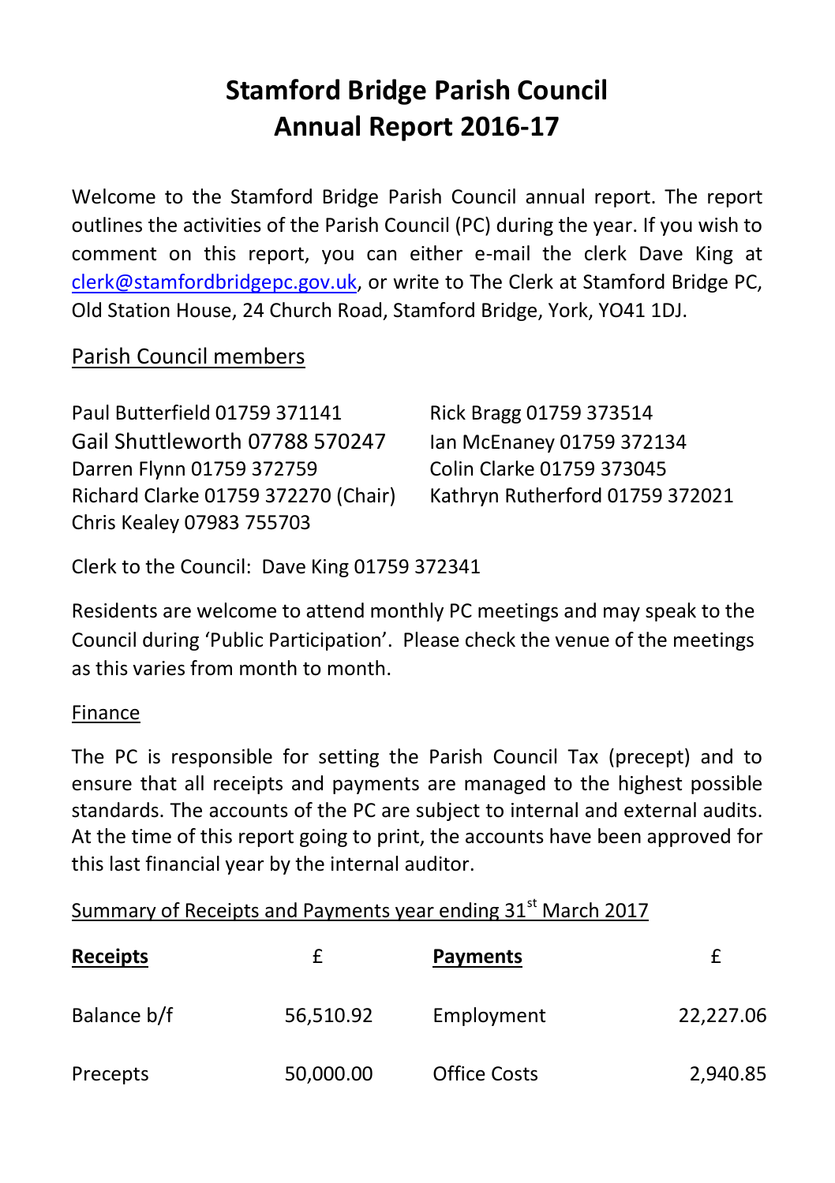# Stamford Bridge Parish Council
# Annual Report 2016-17

Welcome to the Stamford Bridge Parish Council annual report. The report outlines the activities of the Parish Council (PC) during the year. If you wish to comment on this report, you can either e-mail the clerk Dave King at clerk@stamfordbridgepc.gov.uk, or write to The Clerk at Stamford Bridge PC, Old Station House, 24 Church Road, Stamford Bridge, York, YO41 1DJ.

## Parish Council members

Paul Butterfield 01759 371141
Gail Shuttleworth 07788 570247
Darren Flynn 01759 372759
Richard Clarke 01759 372270 (Chair)
Chris Kealey 07983 755703
Rick Bragg 01759 373514
Ian McEnaney 01759 372134
Colin Clarke 01759 373045
Kathryn Rutherford 01759 372021

Clerk to the Council: Dave King 01759 372341

Residents are welcome to attend monthly PC meetings and may speak to the Council during 'Public Participation'. Please check the venue of the meetings as this varies from month to month.

## Finance

The PC is responsible for setting the Parish Council Tax (precept) and to ensure that all receipts and payments are managed to the highest possible standards. The accounts of the PC are subject to internal and external audits. At the time of this report going to print, the accounts have been approved for this last financial year by the internal auditor.

Summary of Receipts and Payments year ending 31st March 2017

| **Receipts** | £ | **Payments** | £ |
|---|---|---|---|
| Balance b/f | 56,510.92 | Employment | 22,227.06 |
| Precepts | 50,000.00 | Office Costs | 2,940.85 |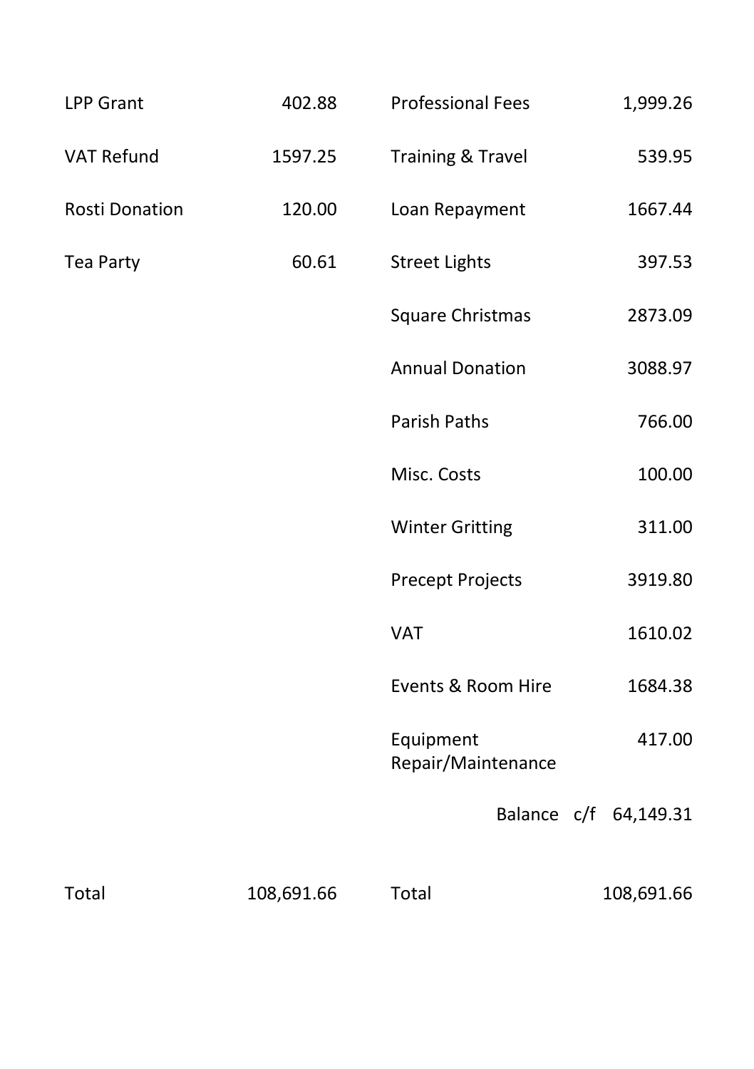| | | | |
|---|---|---|---|
| LPP Grant | 402.88 | Professional Fees | 1,999.26 |
| VAT Refund | 1597.25 | Training & Travel | 539.95 |
| Rosti Donation | 120.00 | Loan Repayment | 1667.44 |
| Tea Party | 60.61 | Street Lights | 397.53 |
| | | Square Christmas | 2873.09 |
| | | Annual Donation | 3088.97 |
| | | Parish Paths | 766.00 |
| | | Misc. Costs | 100.00 |
| | | Winter Gritting | 311.00 |
| | | Precept Projects | 3919.80 |
| | | VAT | 1610.02 |
| | | Events & Room Hire | 1684.38 |
| | | Equipment Repair/Maintenance | 417.00 |
| | | Balance c/f | 64,149.31 |
| Total | 108,691.66 | Total | 108,691.66 |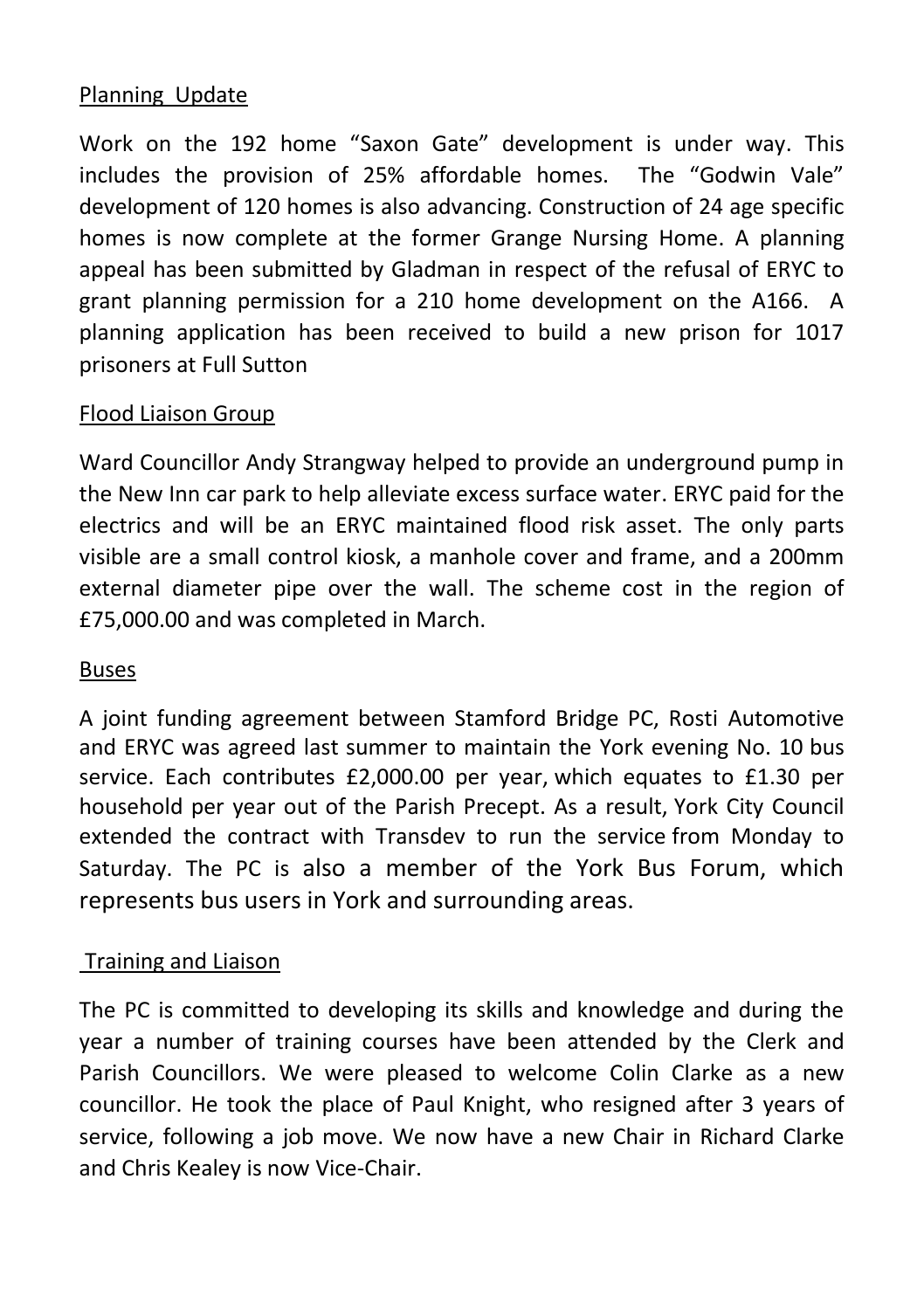## Planning Update

Work on the 192 home "Saxon Gate" development is under way. This includes the provision of 25% affordable homes. The "Godwin Vale" development of 120 homes is also advancing. Construction of 24 age specific homes is now complete at the former Grange Nursing Home. A planning appeal has been submitted by Gladman in respect of the refusal of ERYC to grant planning permission for a 210 home development on the A166. A planning application has been received to build a new prison for 1017 prisoners at Full Sutton

## Flood Liaison Group

Ward Councillor Andy Strangway helped to provide an underground pump in the New Inn car park to help alleviate excess surface water. ERYC paid for the electrics and will be an ERYC maintained flood risk asset. The only parts visible are a small control kiosk, a manhole cover and frame, and a 200mm external diameter pipe over the wall. The scheme cost in the region of £75,000.00 and was completed in March.

## Buses

A joint funding agreement between Stamford Bridge PC, Rosti Automotive and ERYC was agreed last summer to maintain the York evening No. 10 bus service. Each contributes £2,000.00 per year, which equates to £1.30 per household per year out of the Parish Precept. As a result, York City Council extended the contract with Transdev to run the service from Monday to Saturday. The PC is also a member of the York Bus Forum, which represents bus users in York and surrounding areas.

## Training and Liaison

The PC is committed to developing its skills and knowledge and during the year a number of training courses have been attended by the Clerk and Parish Councillors. We were pleased to welcome Colin Clarke as a new councillor. He took the place of Paul Knight, who resigned after 3 years of service, following a job move. We now have a new Chair in Richard Clarke and Chris Kealey is now Vice-Chair.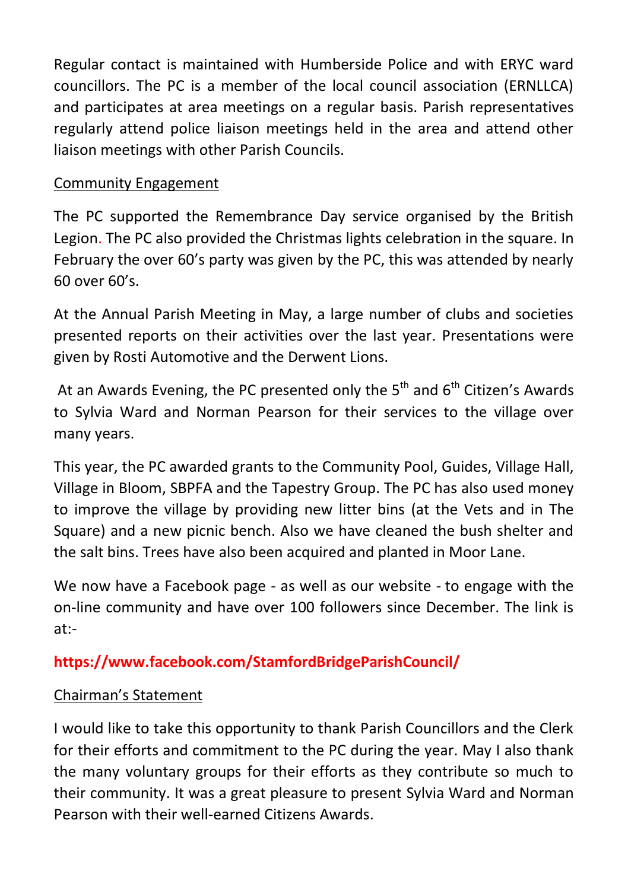Regular contact is maintained with Humberside Police and with ERYC ward councillors. The PC is a member of the local council association (ERNLLCA) and participates at area meetings on a regular basis. Parish representatives regularly attend police liaison meetings held in the area and attend other liaison meetings with other Parish Councils.

## Community Engagement

The PC supported the Remembrance Day service organised by the British Legion. The PC also provided the Christmas lights celebration in the square. In February the over 60's party was given by the PC, this was attended by nearly 60 over 60's.

At the Annual Parish Meeting in May, a large number of clubs and societies presented reports on their activities over the last year. Presentations were given by Rosti Automotive and the Derwent Lions.

At an Awards Evening, the PC presented only the 5th and 6th Citizen's Awards to Sylvia Ward and Norman Pearson for their services to the village over many years.

This year, the PC awarded grants to the Community Pool, Guides, Village Hall, Village in Bloom, SBPFA and the Tapestry Group. The PC has also used money to improve the village by providing new litter bins (at the Vets and in The Square) and a new picnic bench. Also we have cleaned the bush shelter and the salt bins. Trees have also been acquired and planted in Moor Lane.

We now have a Facebook page - as well as our website - to engage with the on-line community and have over 100 followers since December. The link is at:-

**https://www.facebook.com/StamfordBridgeParishCouncil/**

## Chairman's Statement

I would like to take this opportunity to thank Parish Councillors and the Clerk for their efforts and commitment to the PC during the year. May I also thank the many voluntary groups for their efforts as they contribute so much to their community. It was a great pleasure to present Sylvia Ward and Norman Pearson with their well-earned Citizens Awards.